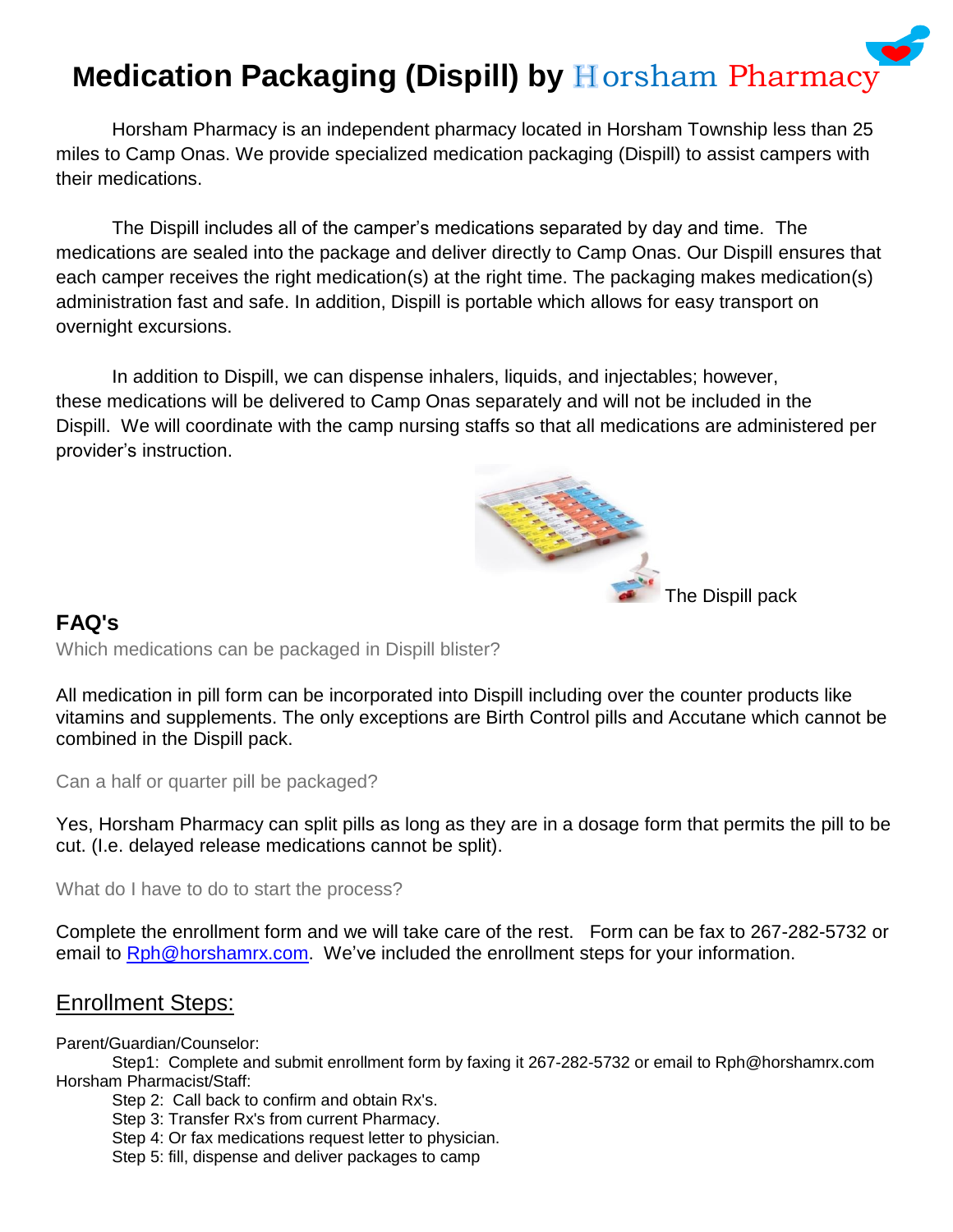# Medication Packaging (Dispill) by Horsham Pharmacy

Horsham Pharmacy is an independent pharmacy located in Horsham Township less than 25 miles to Camp Onas. We provide specialized medication packaging (Dispill) to assist campers with their medications.

The Dispill includes all of the camper's medications separated by day and time. The medications are sealed into the package and deliver directly to Camp Onas. Our Dispill ensures that each camper receives the right medication(s) at the right time. The packaging makes medication(s) administration fast and safe. In addition, Dispill is portable which allows for easy transport on overnight excursions.

In addition to Dispill, we can dispense inhalers, liquids, and injectables; however, these medications will be delivered to Camp Onas separately and will not be included in the Dispill. We will coordinate with the camp nursing staffs so that all medications are administered per provider's instruction.

The Dispill pack

## FAQ's

Which medications can be packaged in Dispill blister?

All medication in pill form can be incorporated into Dispill including over the counter products like vitamins and supplements. The only exceptions are Birth Control pills and Accutane which cannot be combined in the Dispill pack.

Can a half or quarter pill be packaged?

Yes, Horsham Pharmacy can split pills as long as they are in a dosage form that permits the pill to be cut. (I.e. delayed release medications cannot be split).

What do I have to do to start the process?

Complete the enrollment form and we will take care of the rest. Form can be fax to 267-282-5732 or email to Rph@horshamrx.com. We've included the enrollment steps for your information.

## Enrollment Steps:

Parent/Guardian/Counselor:

Step1: Complete and submit enrollment form by faxing it 267-282-5732 or email to Rph@horshamrx.com

Horsham Pharmacist/Staff:

Step 2: Call back to confirm and obtain Rx's.
Step 3: Transfer Rx's from current Pharmacy.
Step 4: Or fax medications request letter to physician.
Step 5: fill, dispense and deliver packages to camp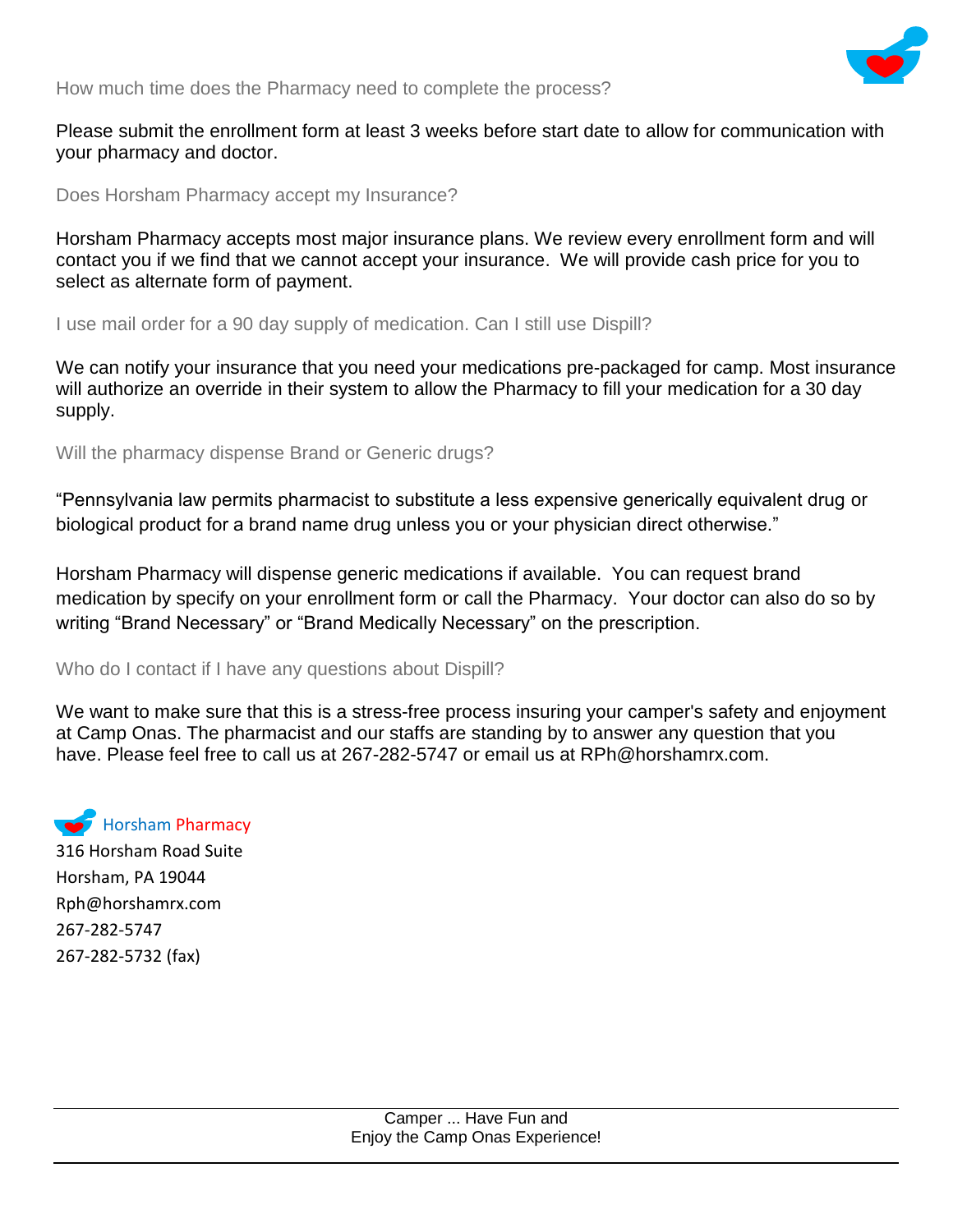### How much time does the Pharmacy need to complete the process?

Please submit the enrollment form at least 3 weeks before start date to allow for communication with your pharmacy and doctor.

### Does Horsham Pharmacy accept my Insurance?

Horsham Pharmacy accepts most major insurance plans. We review every enrollment form and will contact you if we find that we cannot accept your insurance. We will provide cash price for you to select as alternate form of payment.

### I use mail order for a 90 day supply of medication. Can I still use Dispill?

We can notify your insurance that you need your medications pre-packaged for camp. Most insurance will authorize an override in their system to allow the Pharmacy to fill your medication for a 30 day supply.

### Will the pharmacy dispense Brand or Generic drugs?

"Pennsylvania law permits pharmacist to substitute a less expensive generically equivalent drug or biological product for a brand name drug unless you or your physician direct otherwise."

Horsham Pharmacy will dispense generic medications if available. You can request brand medication by specify on your enrollment form or call the Pharmacy. Your doctor can also do so by writing "Brand Necessary" or "Brand Medically Necessary" on the prescription.

### Who do I contact if I have any questions about Dispill?

We want to make sure that this is a stress-free process insuring your camper's safety and enjoyment at Camp Onas. The pharmacist and our staffs are standing by to answer any question that you have. Please feel free to call us at 267-282-5747 or email us at RPh@horshamrx.com.

**Horsham Pharmacy**
316 Horsham Road Suite
Horsham, PA 19044
Rph@horshamrx.com
267-282-5747
267-282-5732 (fax)

Camper ... Have Fun and
Enjoy the Camp Onas Experience!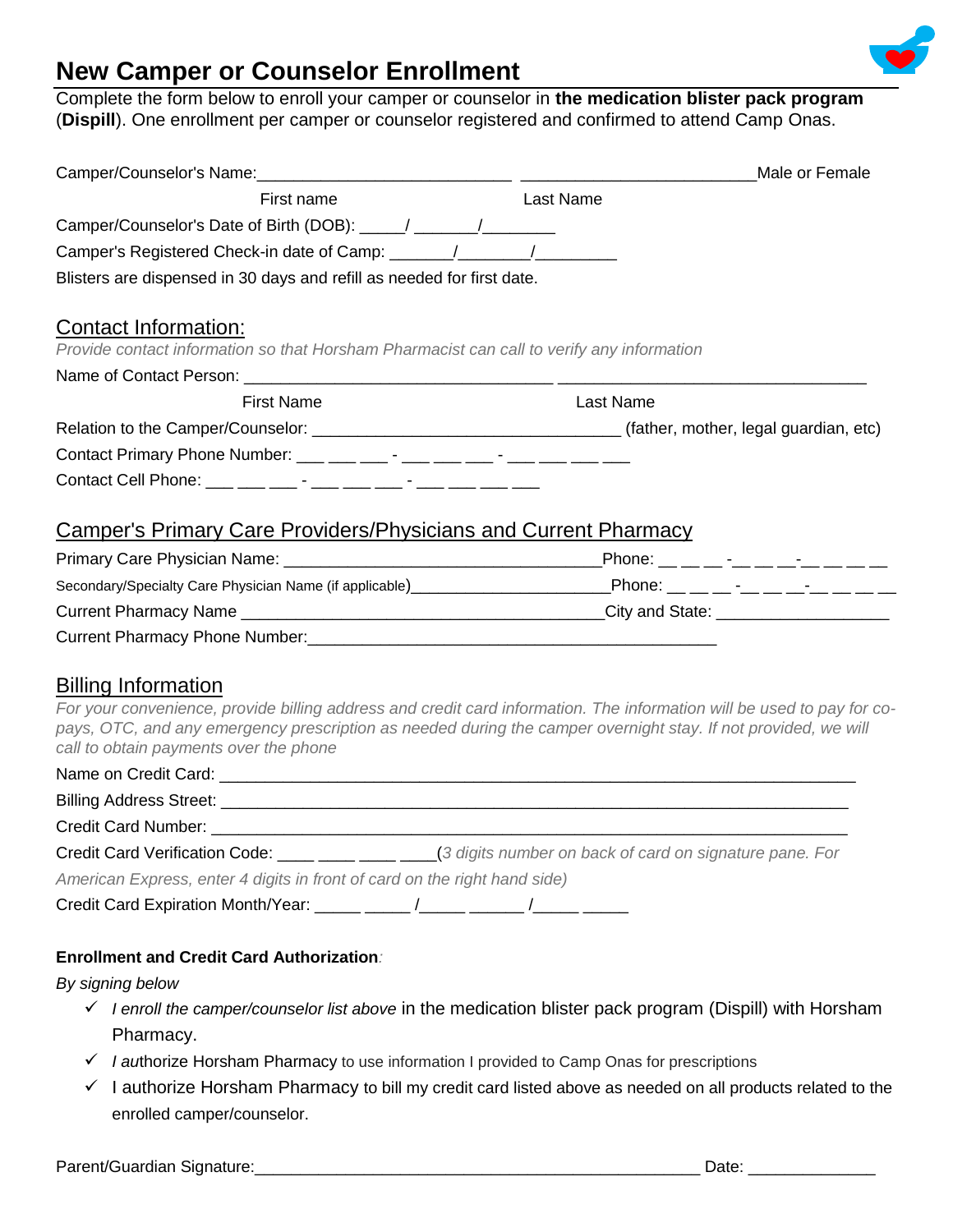# New Camper or Counselor Enrollment

Complete the form below to enroll your camper or counselor in **the medication blister pack program** (**Dispill**). One enrollment per camper or counselor registered and confirmed to attend Camp Onas.

Camper/Counselor's Name:___________________________ _________________________Male or Female

First name Last Name

Camper/Counselor's Date of Birth (DOB): _____/ _______/________

Camper's Registered Check-in date of Camp: _______/________/_________

Blisters are dispensed in 30 days and refill as needed for first date.

## Contact Information:

*Provide contact information so that Horsham Pharmacist can call to verify any information*

Name of Contact Person: _________________________________ _________________________________

First Name Last Name

Relation to the Camper/Counselor: _________________________________ (father, mother, legal guardian, etc)

Contact Primary Phone Number: ___ ___ ___ - ___ ___ ___ - ___ ___ ___ ___

Contact Cell Phone: ___ ___ ___ - ___ ___ ___ - ___ ___ ___ ___

## Camper's Primary Care Providers/Physicians and Current Pharmacy

Primary Care Physician Name: __________________________________Phone: __ __ __ -__ __ __-__ __ __ __

Secondary/Specialty Care Physician Name (if applicable)______________________Phone: __ __ __ -__ __ __-__ __ __ __

Current Pharmacy Name _______________________________________City and State: ___________________

Current Pharmacy Phone Number:_____________________________________________

## Billing Information

*For your convenience, provide billing address and credit card information. The information will be used to pay for co-pays, OTC, and any emergency prescription as needed during the camper overnight stay. If not provided, we will call to obtain payments over the phone*

Name on Credit Card: ______________________________________________________________________

Billing Address Street: _____________________________________________________________________

Credit Card Number: _______________________________________________________________________

Credit Card Verification Code: ____ ____ ____ ____(*3 digits number on back of card on signature pane. For American Express, enter 4 digits in front of card on the right hand side)*

Credit Card Expiration Month/Year: _____ _____ /_____ ______ /_____ _____

**Enrollment and Credit Card Authorization**:

*By signing below*

- ✓ *I enroll the camper/counselor list above* in the medication blister pack program (Dispill) with Horsham Pharmacy.
- ✓ *I au*thorize Horsham Pharmacy to use information I provided to Camp Onas for prescriptions
- ✓ I authorize Horsham Pharmacy to bill my credit card listed above as needed on all products related to the enrolled camper/counselor.

Parent/Guardian Signature:_________________________________________________ Date: ______________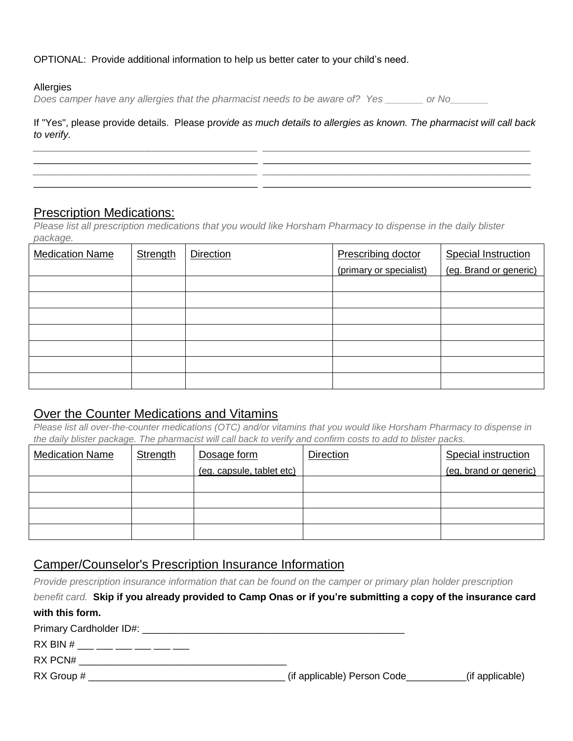OPTIONAL: Provide additional information to help us better cater to your child's need.

Allergies

*Does camper have any allergies that the pharmacist needs to be aware of? Yes _______ or No_______*

If "Yes", please provide details. Please p*rovide as much details to allergies as known. The pharmacist will call back to verify.*

_________________________________________ ________________________________________________

_________________________________________ ________________________________________________

_________________________________________ ________________________________________________

_________________________________________ ________________________________________________

## Prescription Medications:

*Please list all prescription medications that you would like Horsham Pharmacy to dispense in the daily blister package.*

| Medication Name | Strength | Direction | Prescribing doctor (primary or specialist) | Special Instruction (eg. Brand or generic) |
|---|---|---|---|---|
| | | | | |
| | | | | |
| | | | | |
| | | | | |
| | | | | |
| | | | | |
| | | | | |

## Over the Counter Medications and Vitamins

*Please list all over-the-counter medications (OTC) and/or vitamins that you would like Horsham Pharmacy to dispense in the daily blister package. The pharmacist will call back to verify and confirm costs to add to blister packs.*

| Medication Name | Strength | Dosage form (eg. capsule, tablet etc) | Direction | Special instruction (eg, brand or generic) |
|---|---|---|---|---|
| | | | | |
| | | | | |
| | | | | |
| | | | | |

## Camper/Counselor's Prescription Insurance Information

*Provide prescription insurance information that can be found on the camper or primary plan holder prescription benefit card.* **Skip if you already provided to Camp Onas or if you're submitting a copy of the insurance card with this form.**

Primary Cardholder ID#: ___________________________________________________

RX BIN # ___ ___ ___ ___ ___ ___

RX PCN# _______________________________________

RX Group # _____________________________________ (if applicable) Person Code___________(if applicable)